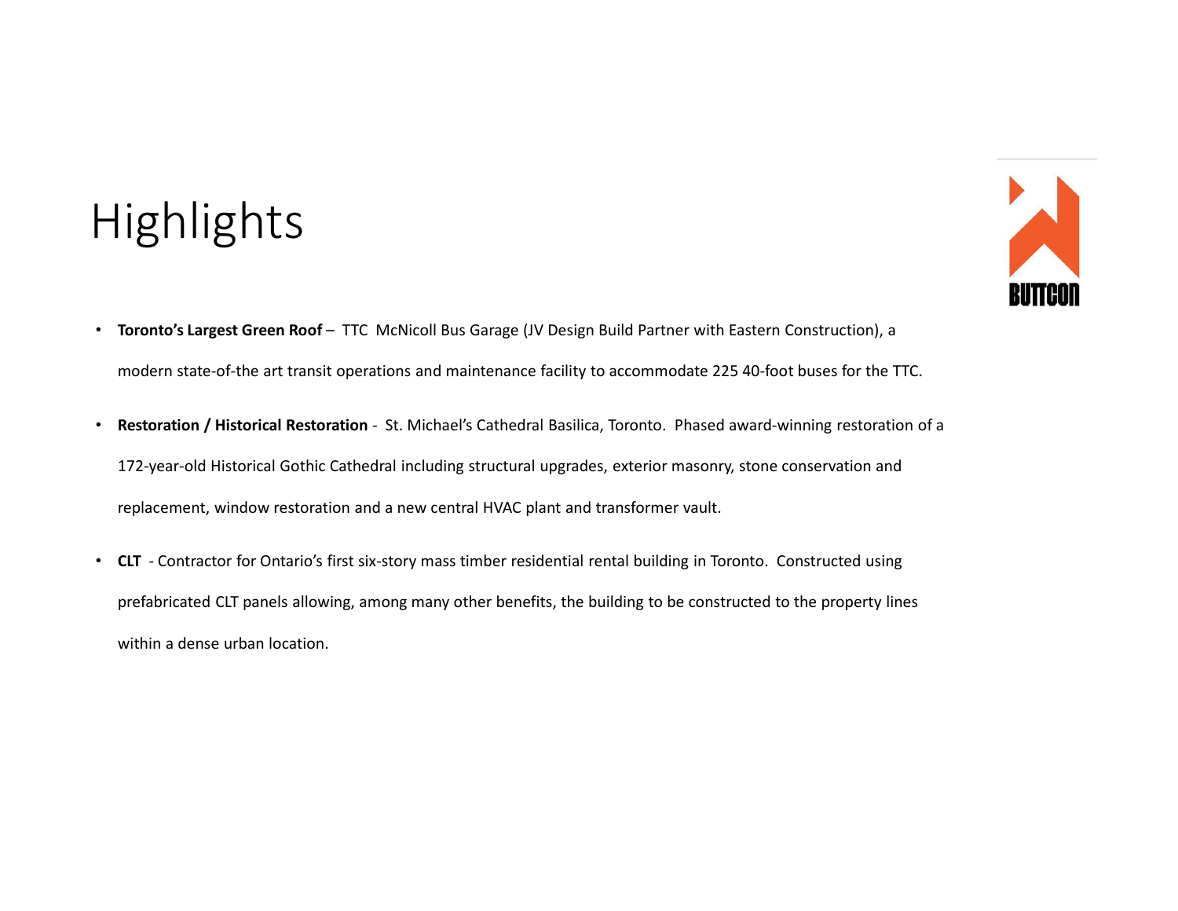# Highlights

BUTTCON

- **Toronto's Largest Green Roof** – TTC McNicoll Bus Garage (JV Design Build Partner with Eastern Construction), a modern state-of-the art transit operations and maintenance facility to accommodate 225 40-foot buses for the TTC.
- **Restoration / Historical Restoration** - St. Michael's Cathedral Basilica, Toronto. Phased award-winning restoration of a 172-year-old Historical Gothic Cathedral including structural upgrades, exterior masonry, stone conservation and replacement, window restoration and a new central HVAC plant and transformer vault.
- **CLT** - Contractor for Ontario's first six-story mass timber residential rental building in Toronto. Constructed using prefabricated CLT panels allowing, among many other benefits, the building to be constructed to the property lines within a dense urban location.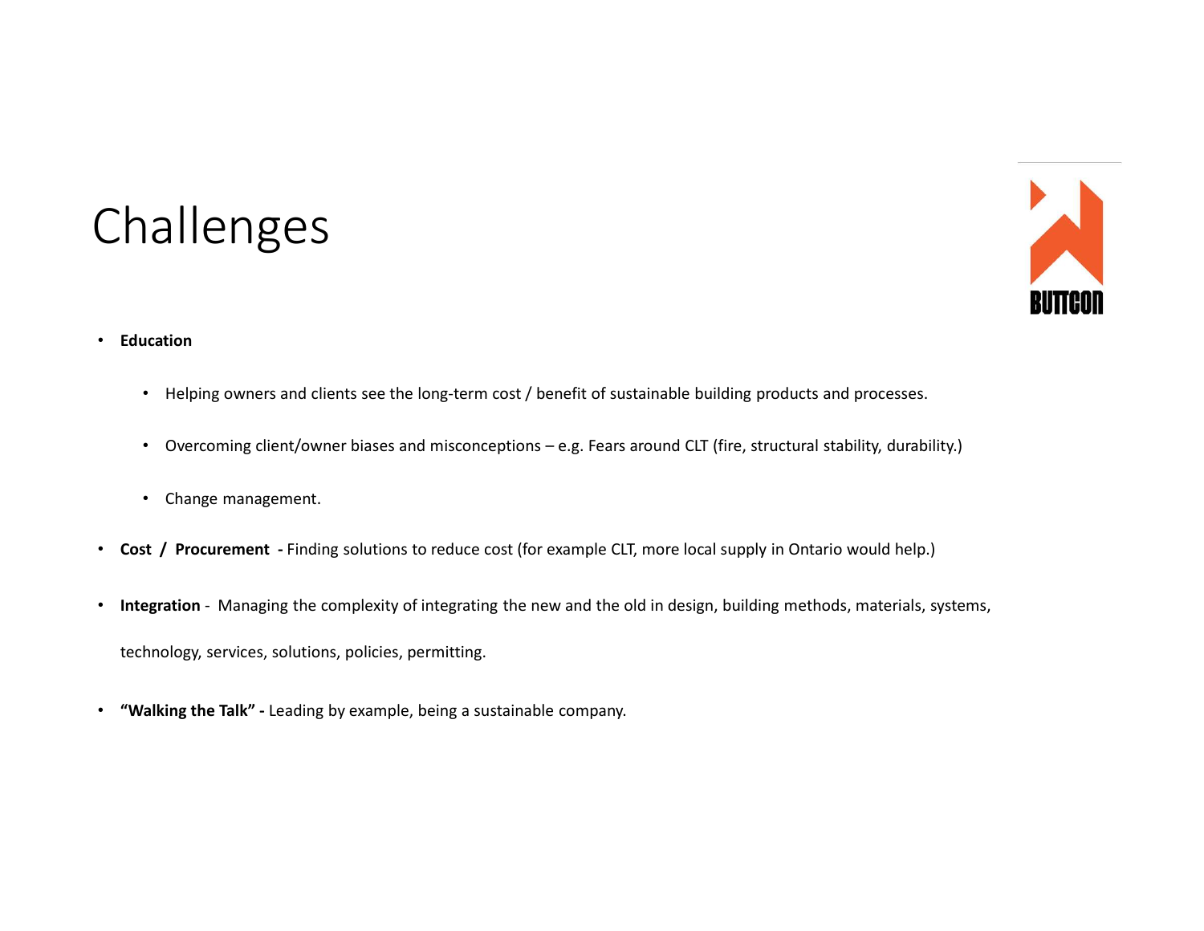# Challenges

- **Education**
  - Helping owners and clients see the long-term cost / benefit of sustainable building products and processes.
  - Overcoming client/owner biases and misconceptions – e.g. Fears around CLT (fire, structural stability, durability.)
  - Change management.
- **Cost / Procurement -** Finding solutions to reduce cost (for example CLT, more local supply in Ontario would help.)
- **Integration** - Managing the complexity of integrating the new and the old in design, building methods, materials, systems, technology, services, solutions, policies, permitting.
- **"Walking the Talk" -** Leading by example, being a sustainable company.